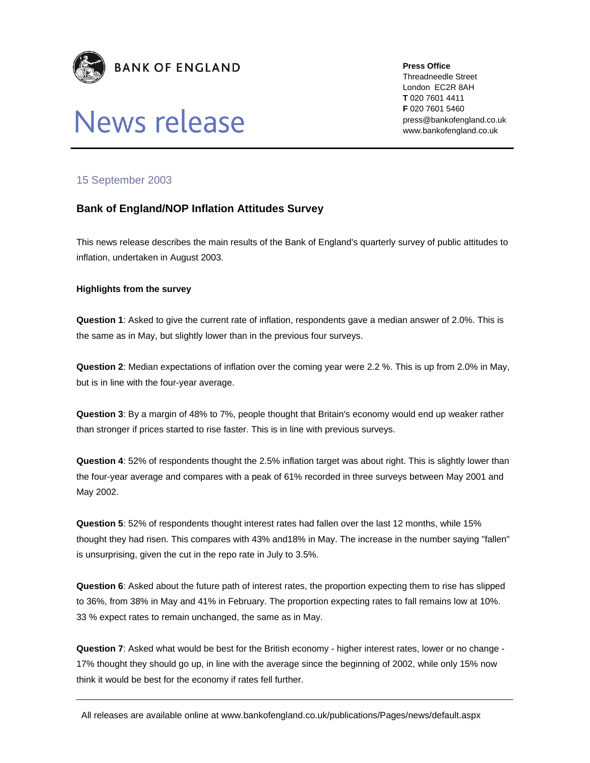**BANK OF ENGLAND**

# News release

**Press Office**
Threadneedle Street
London EC2R 8AH
**T** 020 7601 4411
**F** 020 7601 5460
press@bankofengland.co.uk
www.bankofengland.co.uk

15 September 2003

## Bank of England/NOP Inflation Attitudes Survey

This news release describes the main results of the Bank of England's quarterly survey of public attitudes to inflation, undertaken in August 2003.

**Highlights from the survey**

**Question 1**: Asked to give the current rate of inflation, respondents gave a median answer of 2.0%. This is the same as in May, but slightly lower than in the previous four surveys.

**Question 2**: Median expectations of inflation over the coming year were 2.2 %. This is up from 2.0% in May, but is in line with the four-year average.

**Question 3**: By a margin of 48% to 7%, people thought that Britain's economy would end up weaker rather than stronger if prices started to rise faster. This is in line with previous surveys.

**Question 4**: 52% of respondents thought the 2.5% inflation target was about right. This is slightly lower than the four-year average and compares with a peak of 61% recorded in three surveys between May 2001 and May 2002.

**Question 5**: 52% of respondents thought interest rates had fallen over the last 12 months, while 15% thought they had risen. This compares with 43% and18% in May. The increase in the number saying "fallen" is unsurprising, given the cut in the repo rate in July to 3.5%.

**Question 6**: Asked about the future path of interest rates, the proportion expecting them to rise has slipped to 36%, from 38% in May and 41% in February. The proportion expecting rates to fall remains low at 10%. 33 % expect rates to remain unchanged, the same as in May.

**Question 7**: Asked what would be best for the British economy - higher interest rates, lower or no change - 17% thought they should go up, in line with the average since the beginning of 2002, while only 15% now think it would be best for the economy if rates fell further.

All releases are available online at www.bankofengland.co.uk/publications/Pages/news/default.aspx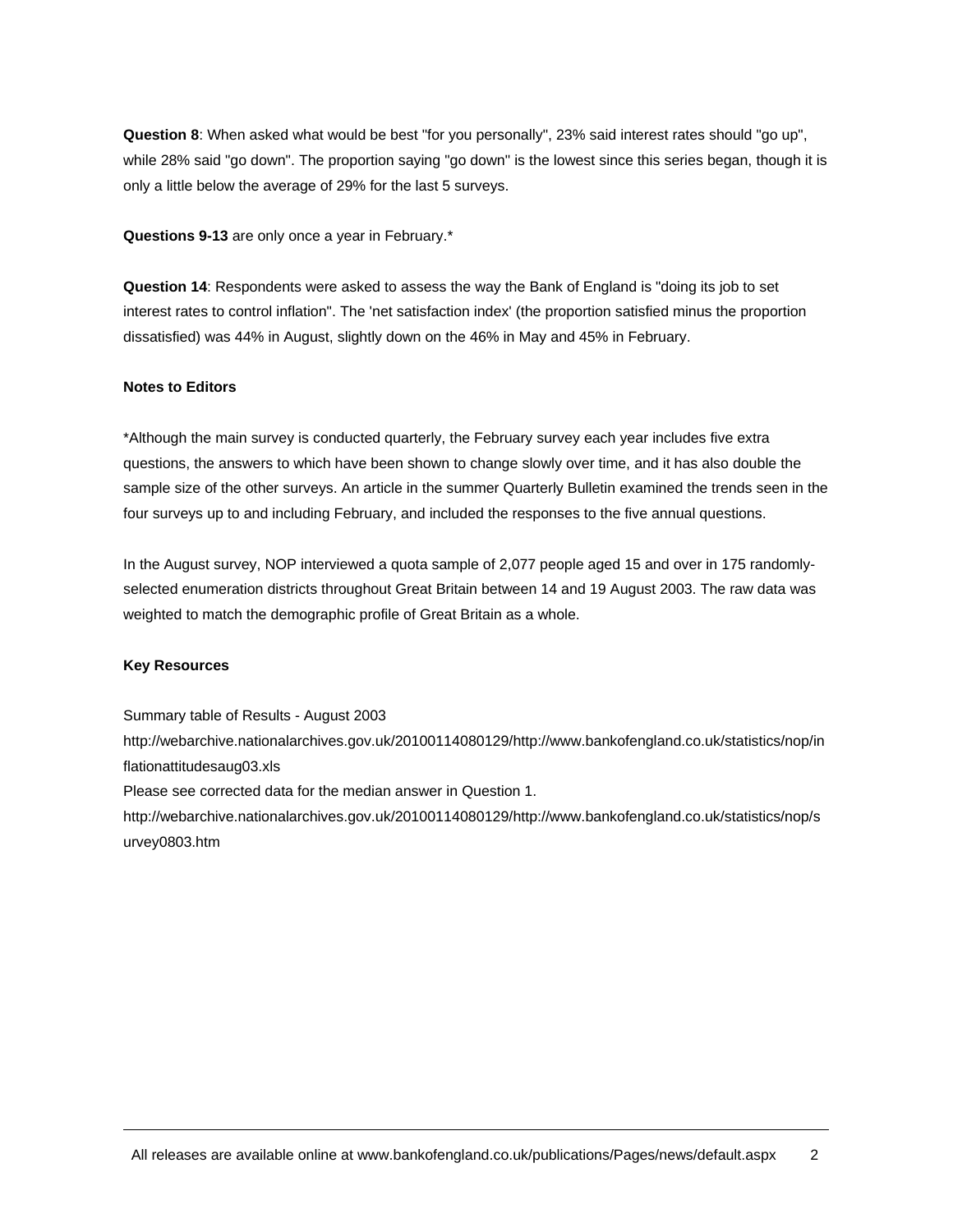**Question 8**: When asked what would be best "for you personally", 23% said interest rates should "go up", while 28% said "go down". The proportion saying "go down" is the lowest since this series began, though it is only a little below the average of 29% for the last 5 surveys.

**Questions 9-13** are only once a year in February.*

**Question 14**: Respondents were asked to assess the way the Bank of England is "doing its job to set interest rates to control inflation". The 'net satisfaction index' (the proportion satisfied minus the proportion dissatisfied) was 44% in August, slightly down on the 46% in May and 45% in February.

**Notes to Editors**

*Although the main survey is conducted quarterly, the February survey each year includes five extra questions, the answers to which have been shown to change slowly over time, and it has also double the sample size of the other surveys. An article in the summer Quarterly Bulletin examined the trends seen in the four surveys up to and including February, and included the responses to the five annual questions.

In the August survey, NOP interviewed a quota sample of 2,077 people aged 15 and over in 175 randomly-selected enumeration districts throughout Great Britain between 14 and 19 August 2003. The raw data was weighted to match the demographic profile of Great Britain as a whole.

**Key Resources**

Summary table of Results - August 2003
http://webarchive.nationalarchives.gov.uk/20100114080129/http://www.bankofengland.co.uk/statistics/nop/inflationattitudesaug03.xls
Please see corrected data for the median answer in Question 1.
http://webarchive.nationalarchives.gov.uk/20100114080129/http://www.bankofengland.co.uk/statistics/nop/survey0803.htm